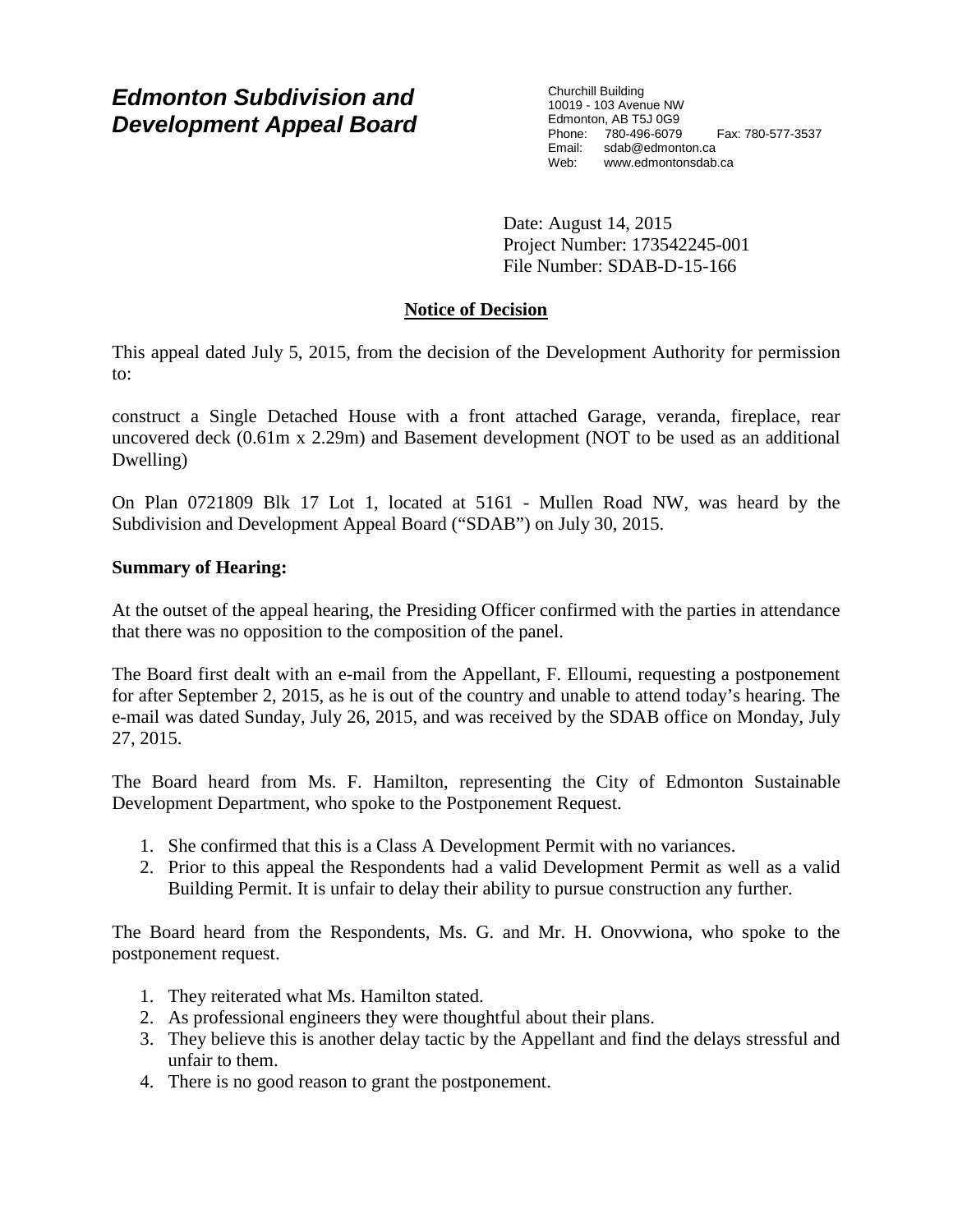# *Edmonton Subdivision and Development Appeal Board*

Churchill Building
10019 - 103 Avenue NW
Edmonton, AB T5J 0G9
Phone: 780-496-6079 Fax: 780-577-3537
Email: sdab@edmonton.ca
Web: www.edmontonsdab.ca

Date: August 14, 2015
Project Number: 173542245-001
File Number: SDAB-D-15-166

## Notice of Decision

This appeal dated July 5, 2015, from the decision of the Development Authority for permission to:

construct a Single Detached House with a front attached Garage, veranda, fireplace, rear uncovered deck (0.61m x 2.29m) and Basement development (NOT to be used as an additional Dwelling)

On Plan 0721809 Blk 17 Lot 1, located at 5161 - Mullen Road NW, was heard by the Subdivision and Development Appeal Board ("SDAB") on July 30, 2015.

**Summary of Hearing:**

At the outset of the appeal hearing, the Presiding Officer confirmed with the parties in attendance that there was no opposition to the composition of the panel.

The Board first dealt with an e-mail from the Appellant, F. Elloumi, requesting a postponement for after September 2, 2015, as he is out of the country and unable to attend today's hearing. The e-mail was dated Sunday, July 26, 2015, and was received by the SDAB office on Monday, July 27, 2015.

The Board heard from Ms. F. Hamilton, representing the City of Edmonton Sustainable Development Department, who spoke to the Postponement Request.

1. She confirmed that this is a Class A Development Permit with no variances.
2. Prior to this appeal the Respondents had a valid Development Permit as well as a valid Building Permit. It is unfair to delay their ability to pursue construction any further.

The Board heard from the Respondents, Ms. G. and Mr. H. Onovwiona, who spoke to the postponement request.

1. They reiterated what Ms. Hamilton stated.
2. As professional engineers they were thoughtful about their plans.
3. They believe this is another delay tactic by the Appellant and find the delays stressful and unfair to them.
4. There is no good reason to grant the postponement.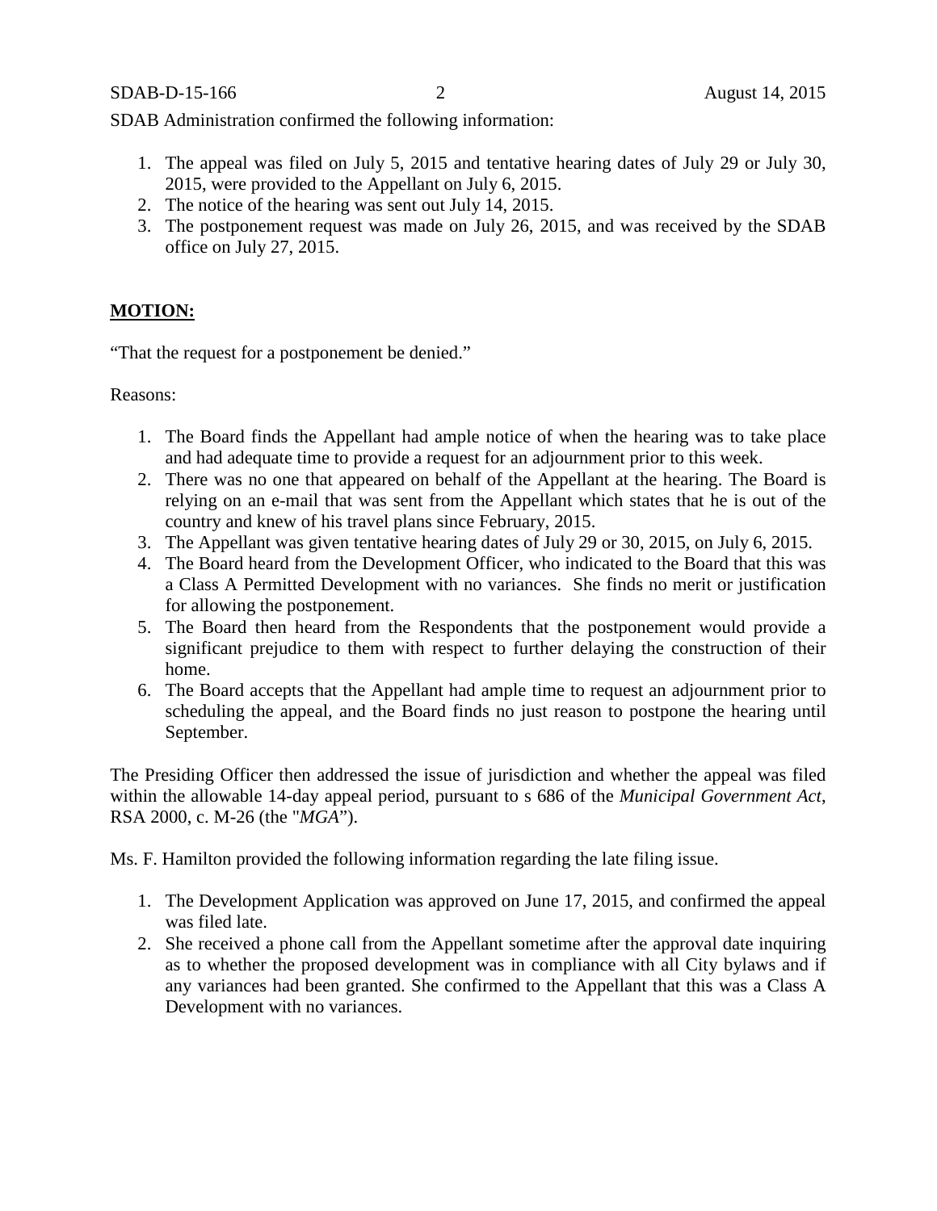SDAB Administration confirmed the following information:

1. The appeal was filed on July 5, 2015 and tentative hearing dates of July 29 or July 30, 2015, were provided to the Appellant on July 6, 2015.
2. The notice of the hearing was sent out July 14, 2015.
3. The postponement request was made on July 26, 2015, and was received by the SDAB office on July 27, 2015.

**MOTION:**

"That the request for a postponement be denied."

Reasons:

1. The Board finds the Appellant had ample notice of when the hearing was to take place and had adequate time to provide a request for an adjournment prior to this week.
2. There was no one that appeared on behalf of the Appellant at the hearing. The Board is relying on an e-mail that was sent from the Appellant which states that he is out of the country and knew of his travel plans since February, 2015.
3. The Appellant was given tentative hearing dates of July 29 or 30, 2015, on July 6, 2015.
4. The Board heard from the Development Officer, who indicated to the Board that this was a Class A Permitted Development with no variances. She finds no merit or justification for allowing the postponement.
5. The Board then heard from the Respondents that the postponement would provide a significant prejudice to them with respect to further delaying the construction of their home.
6. The Board accepts that the Appellant had ample time to request an adjournment prior to scheduling the appeal, and the Board finds no just reason to postpone the hearing until September.

The Presiding Officer then addressed the issue of jurisdiction and whether the appeal was filed within the allowable 14-day appeal period, pursuant to s 686 of the *Municipal Government Act*, RSA 2000, c. M-26 (the "*MGA*").

Ms. F. Hamilton provided the following information regarding the late filing issue.

1. The Development Application was approved on June 17, 2015, and confirmed the appeal was filed late.
2. She received a phone call from the Appellant sometime after the approval date inquiring as to whether the proposed development was in compliance with all City bylaws and if any variances had been granted. She confirmed to the Appellant that this was a Class A Development with no variances.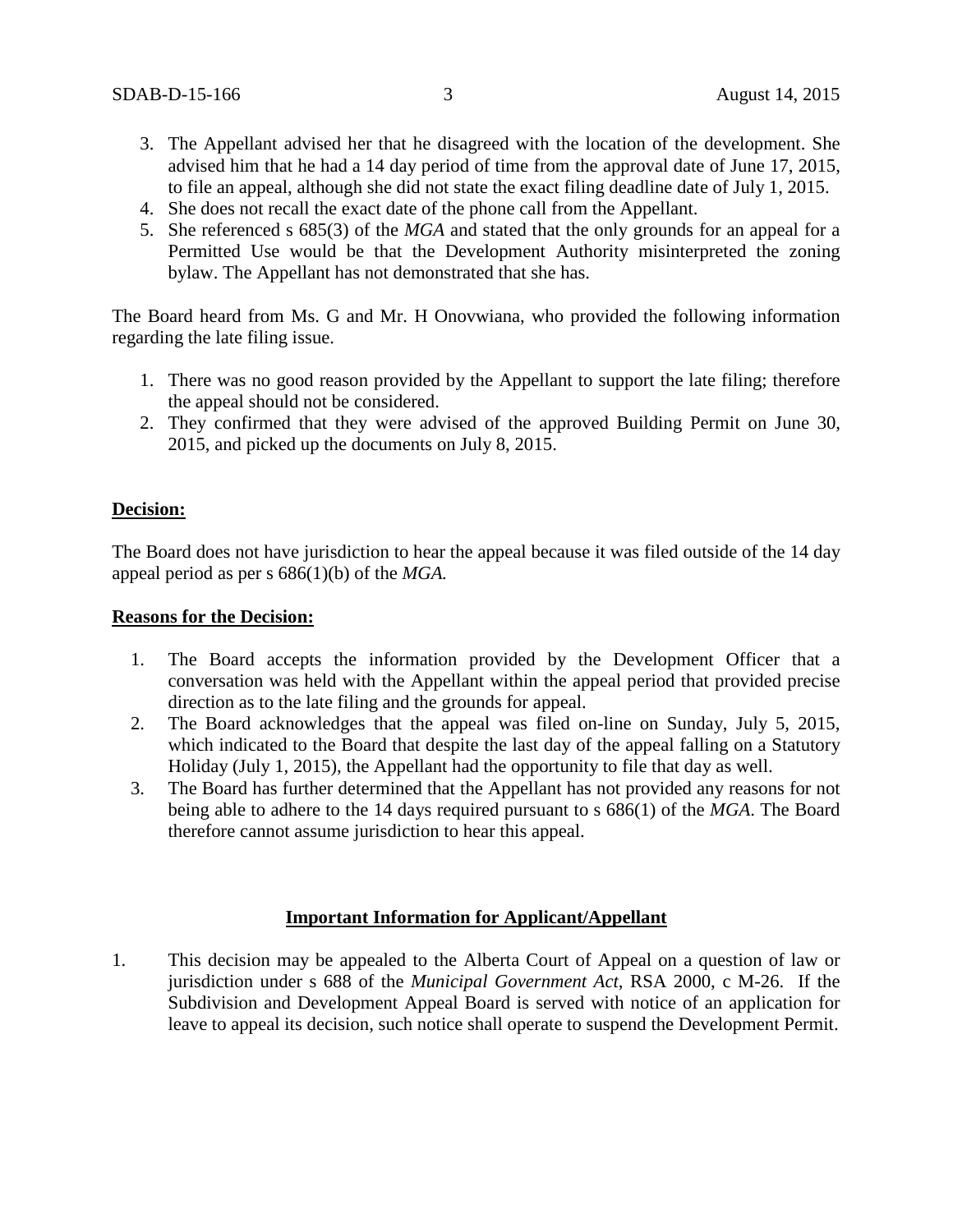3. The Appellant advised her that he disagreed with the location of the development. She advised him that he had a 14 day period of time from the approval date of June 17, 2015, to file an appeal, although she did not state the exact filing deadline date of July 1, 2015.
4. She does not recall the exact date of the phone call from the Appellant.
5. She referenced s 685(3) of the *MGA* and stated that the only grounds for an appeal for a Permitted Use would be that the Development Authority misinterpreted the zoning bylaw. The Appellant has not demonstrated that she has.

The Board heard from Ms. G and Mr. H Onovwiana, who provided the following information regarding the late filing issue.

1. There was no good reason provided by the Appellant to support the late filing; therefore the appeal should not be considered.
2. They confirmed that they were advised of the approved Building Permit on June 30, 2015, and picked up the documents on July 8, 2015.

**Decision:**

The Board does not have jurisdiction to hear the appeal because it was filed outside of the 14 day appeal period as per s 686(1)(b) of the *MGA.*

**Reasons for the Decision:**

1. The Board accepts the information provided by the Development Officer that a conversation was held with the Appellant within the appeal period that provided precise direction as to the late filing and the grounds for appeal.
2. The Board acknowledges that the appeal was filed on-line on Sunday, July 5, 2015, which indicated to the Board that despite the last day of the appeal falling on a Statutory Holiday (July 1, 2015), the Appellant had the opportunity to file that day as well.
3. The Board has further determined that the Appellant has not provided any reasons for not being able to adhere to the 14 days required pursuant to s 686(1) of the *MGA*. The Board therefore cannot assume jurisdiction to hear this appeal.

**Important Information for Applicant/Appellant**

1. This decision may be appealed to the Alberta Court of Appeal on a question of law or jurisdiction under s 688 of the *Municipal Government Act*, RSA 2000, c M-26. If the Subdivision and Development Appeal Board is served with notice of an application for leave to appeal its decision, such notice shall operate to suspend the Development Permit.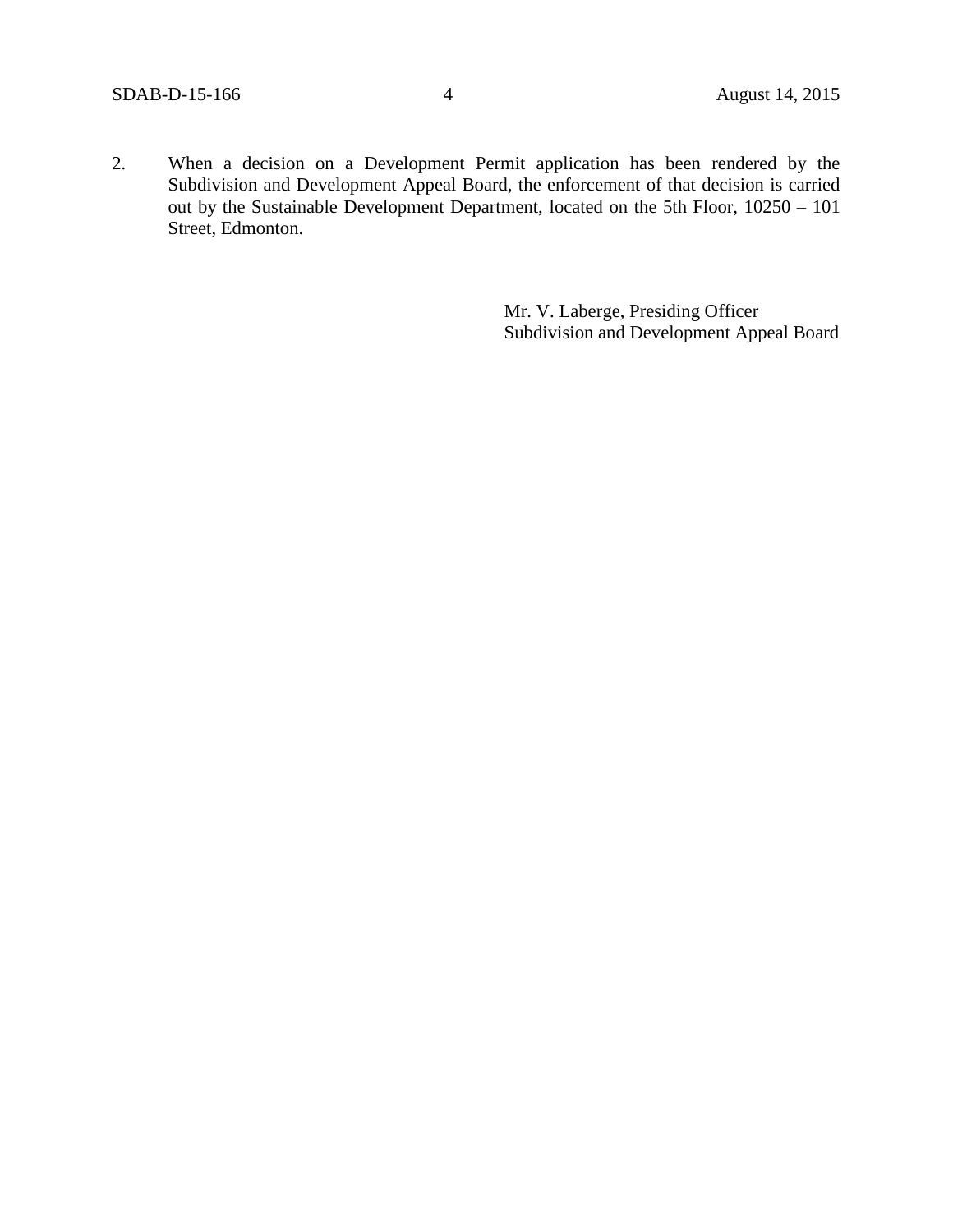2. When a decision on a Development Permit application has been rendered by the Subdivision and Development Appeal Board, the enforcement of that decision is carried out by the Sustainable Development Department, located on the 5th Floor, 10250 – 101 Street, Edmonton.

Mr. V. Laberge, Presiding Officer
Subdivision and Development Appeal Board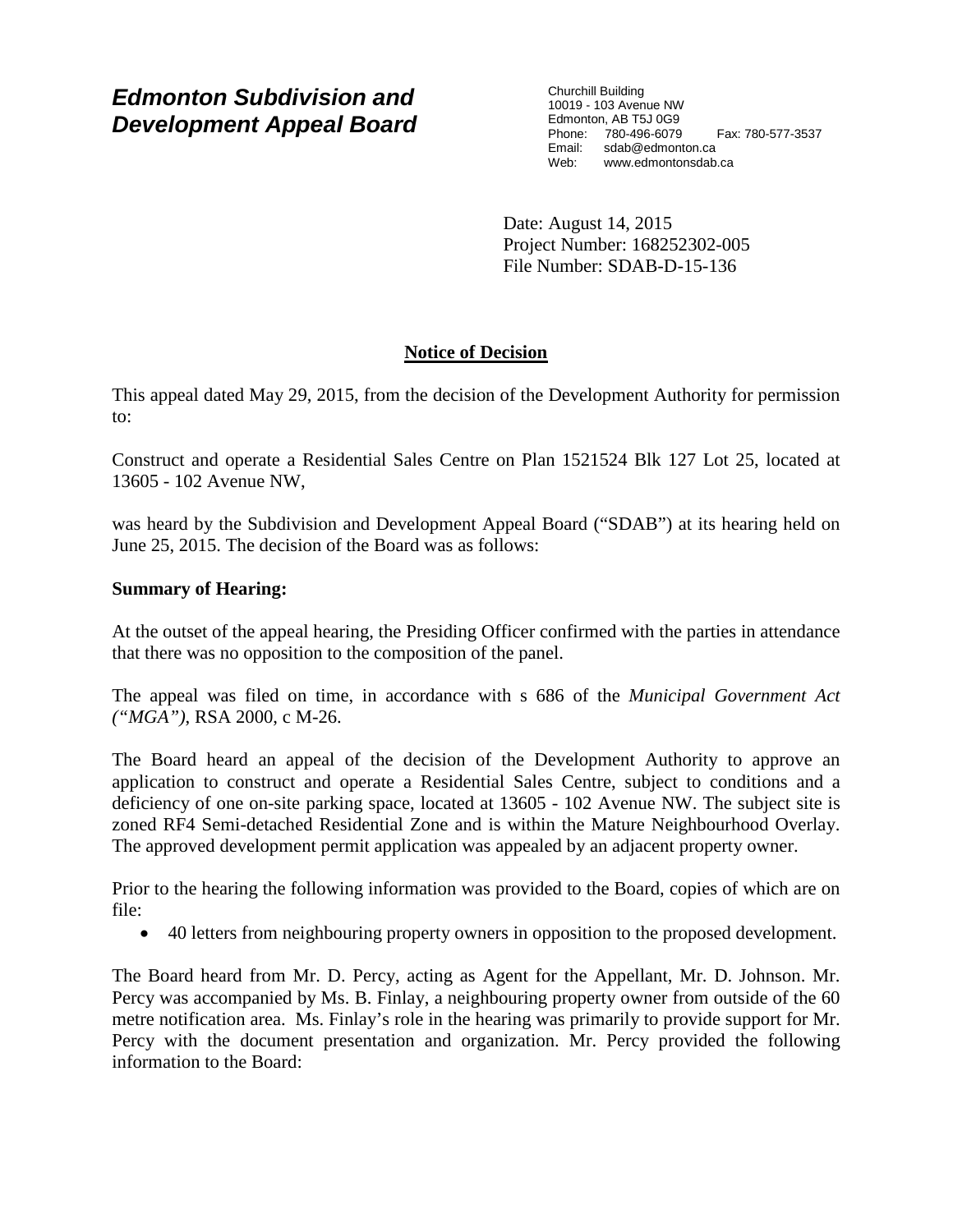# *Edmonton Subdivision and Development Appeal Board*

Churchill Building
10019 - 103 Avenue NW
Edmonton, AB T5J 0G9
Phone: 780-496-6079 Fax: 780-577-3537
Email: sdab@edmonton.ca
Web: www.edmontonsdab.ca

Date: August 14, 2015
Project Number: 168252302-005
File Number: SDAB-D-15-136

## Notice of Decision

This appeal dated May 29, 2015, from the decision of the Development Authority for permission to:

Construct and operate a Residential Sales Centre on Plan 1521524 Blk 127 Lot 25, located at 13605 - 102 Avenue NW,

was heard by the Subdivision and Development Appeal Board ("SDAB") at its hearing held on June 25, 2015. The decision of the Board was as follows:

**Summary of Hearing:**

At the outset of the appeal hearing, the Presiding Officer confirmed with the parties in attendance that there was no opposition to the composition of the panel.

The appeal was filed on time, in accordance with s 686 of the *Municipal Government Act ("MGA")*, RSA 2000, c M-26.

The Board heard an appeal of the decision of the Development Authority to approve an application to construct and operate a Residential Sales Centre, subject to conditions and a deficiency of one on-site parking space, located at 13605 - 102 Avenue NW. The subject site is zoned RF4 Semi-detached Residential Zone and is within the Mature Neighbourhood Overlay. The approved development permit application was appealed by an adjacent property owner.

Prior to the hearing the following information was provided to the Board, copies of which are on file:

- 40 letters from neighbouring property owners in opposition to the proposed development.

The Board heard from Mr. D. Percy, acting as Agent for the Appellant, Mr. D. Johnson. Mr. Percy was accompanied by Ms. B. Finlay, a neighbouring property owner from outside of the 60 metre notification area. Ms. Finlay's role in the hearing was primarily to provide support for Mr. Percy with the document presentation and organization. Mr. Percy provided the following information to the Board: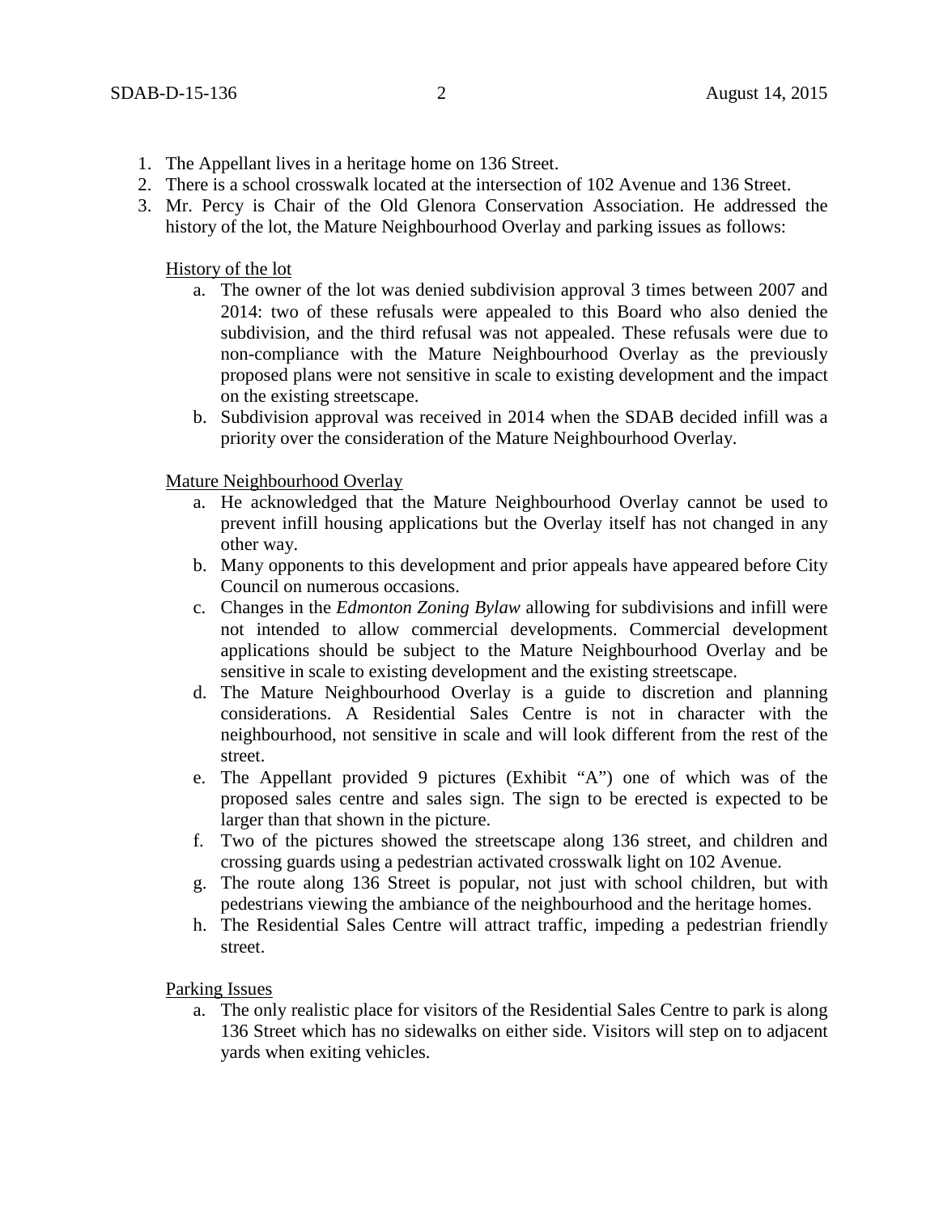1. The Appellant lives in a heritage home on 136 Street.
2. There is a school crosswalk located at the intersection of 102 Avenue and 136 Street.
3. Mr. Percy is Chair of the Old Glenora Conservation Association. He addressed the history of the lot, the Mature Neighbourhood Overlay and parking issues as follows:

   History of the lot

   a. The owner of the lot was denied subdivision approval 3 times between 2007 and 2014: two of these refusals were appealed to this Board who also denied the subdivision, and the third refusal was not appealed. These refusals were due to non-compliance with the Mature Neighbourhood Overlay as the previously proposed plans were not sensitive in scale to existing development and the impact on the existing streetscape.
   b. Subdivision approval was received in 2014 when the SDAB decided infill was a priority over the consideration of the Mature Neighbourhood Overlay.

   Mature Neighbourhood Overlay

   a. He acknowledged that the Mature Neighbourhood Overlay cannot be used to prevent infill housing applications but the Overlay itself has not changed in any other way.
   b. Many opponents to this development and prior appeals have appeared before City Council on numerous occasions.
   c. Changes in the *Edmonton Zoning Bylaw* allowing for subdivisions and infill were not intended to allow commercial developments. Commercial development applications should be subject to the Mature Neighbourhood Overlay and be sensitive in scale to existing development and the existing streetscape.
   d. The Mature Neighbourhood Overlay is a guide to discretion and planning considerations. A Residential Sales Centre is not in character with the neighbourhood, not sensitive in scale and will look different from the rest of the street.
   e. The Appellant provided 9 pictures (Exhibit "A") one of which was of the proposed sales centre and sales sign. The sign to be erected is expected to be larger than that shown in the picture.
   f. Two of the pictures showed the streetscape along 136 street, and children and crossing guards using a pedestrian activated crosswalk light on 102 Avenue.
   g. The route along 136 Street is popular, not just with school children, but with pedestrians viewing the ambiance of the neighbourhood and the heritage homes.
   h. The Residential Sales Centre will attract traffic, impeding a pedestrian friendly street.

   Parking Issues

   a. The only realistic place for visitors of the Residential Sales Centre to park is along 136 Street which has no sidewalks on either side. Visitors will step on to adjacent yards when exiting vehicles.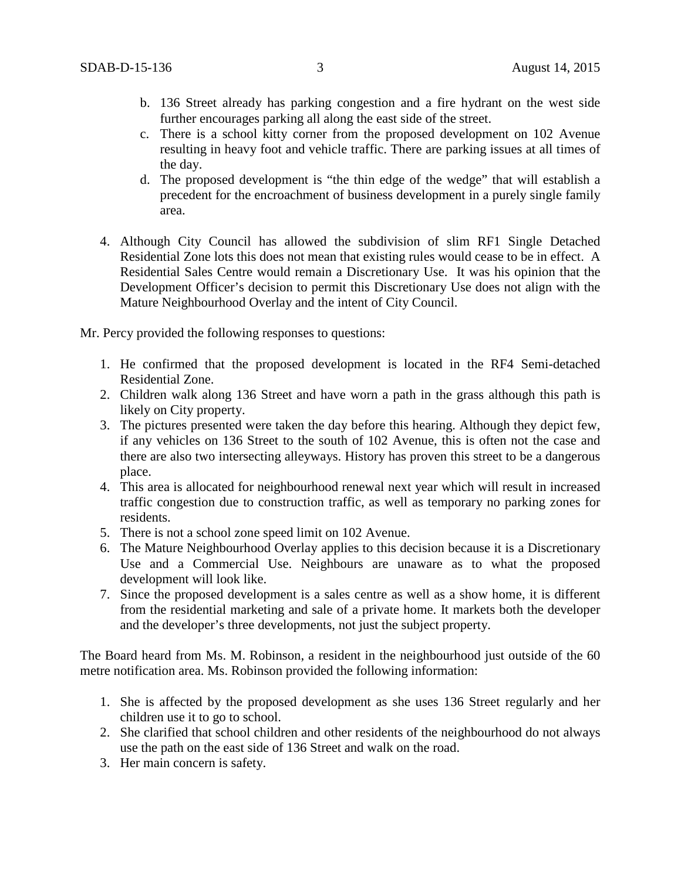b. 136 Street already has parking congestion and a fire hydrant on the west side further encourages parking all along the east side of the street.
c. There is a school kitty corner from the proposed development on 102 Avenue resulting in heavy foot and vehicle traffic. There are parking issues at all times of the day.
d. The proposed development is "the thin edge of the wedge" that will establish a precedent for the encroachment of business development in a purely single family area.

4. Although City Council has allowed the subdivision of slim RF1 Single Detached Residential Zone lots this does not mean that existing rules would cease to be in effect. A Residential Sales Centre would remain a Discretionary Use. It was his opinion that the Development Officer's decision to permit this Discretionary Use does not align with the Mature Neighbourhood Overlay and the intent of City Council.

Mr. Percy provided the following responses to questions:

1. He confirmed that the proposed development is located in the RF4 Semi-detached Residential Zone.
2. Children walk along 136 Street and have worn a path in the grass although this path is likely on City property.
3. The pictures presented were taken the day before this hearing. Although they depict few, if any vehicles on 136 Street to the south of 102 Avenue, this is often not the case and there are also two intersecting alleyways. History has proven this street to be a dangerous place.
4. This area is allocated for neighbourhood renewal next year which will result in increased traffic congestion due to construction traffic, as well as temporary no parking zones for residents.
5. There is not a school zone speed limit on 102 Avenue.
6. The Mature Neighbourhood Overlay applies to this decision because it is a Discretionary Use and a Commercial Use. Neighbours are unaware as to what the proposed development will look like.
7. Since the proposed development is a sales centre as well as a show home, it is different from the residential marketing and sale of a private home. It markets both the developer and the developer's three developments, not just the subject property.

The Board heard from Ms. M. Robinson, a resident in the neighbourhood just outside of the 60 metre notification area. Ms. Robinson provided the following information:

1. She is affected by the proposed development as she uses 136 Street regularly and her children use it to go to school.
2. She clarified that school children and other residents of the neighbourhood do not always use the path on the east side of 136 Street and walk on the road.
3. Her main concern is safety.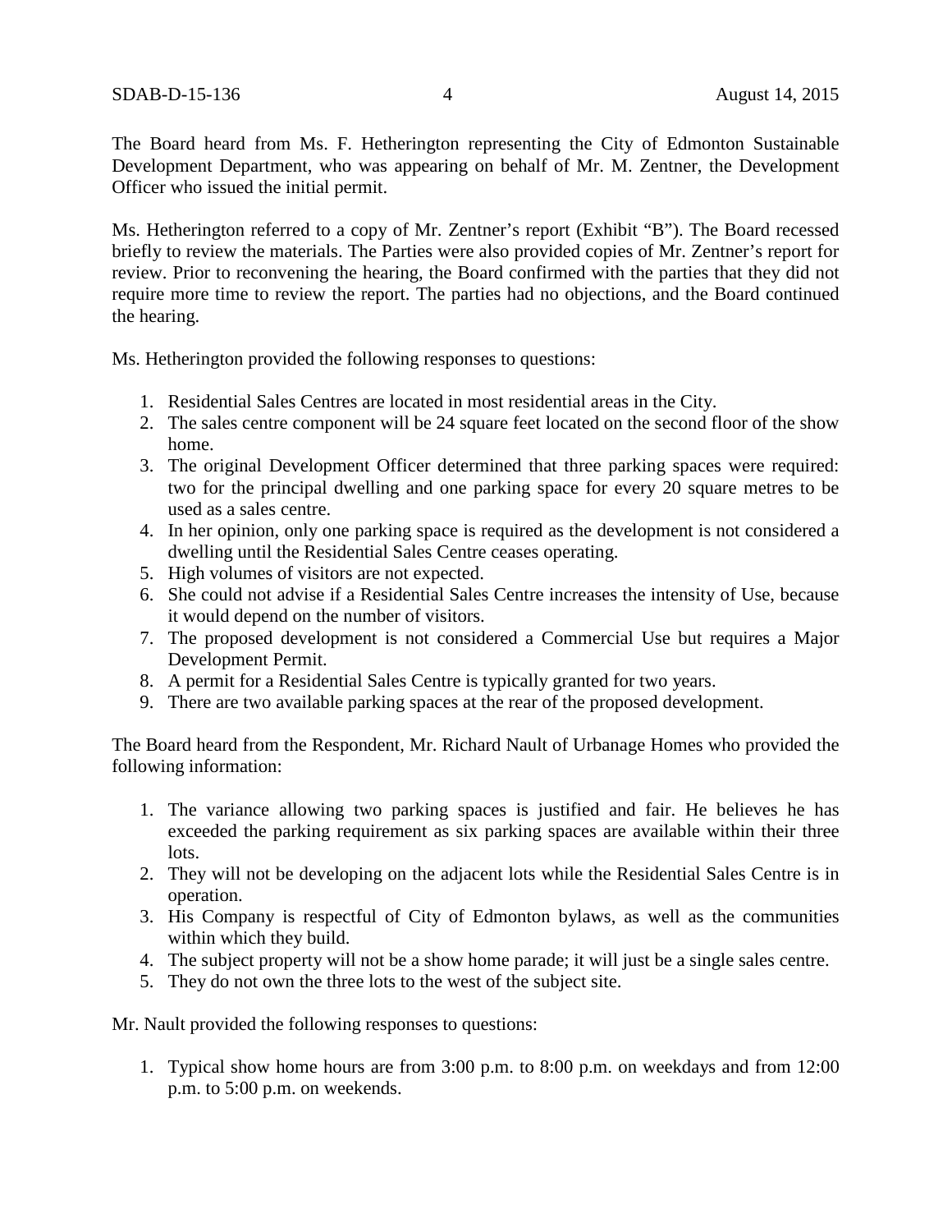The Board heard from Ms. F. Hetherington representing the City of Edmonton Sustainable Development Department, who was appearing on behalf of Mr. M. Zentner, the Development Officer who issued the initial permit.

Ms. Hetherington referred to a copy of Mr. Zentner's report (Exhibit "B"). The Board recessed briefly to review the materials. The Parties were also provided copies of Mr. Zentner's report for review. Prior to reconvening the hearing, the Board confirmed with the parties that they did not require more time to review the report. The parties had no objections, and the Board continued the hearing.

Ms. Hetherington provided the following responses to questions:

1. Residential Sales Centres are located in most residential areas in the City.
2. The sales centre component will be 24 square feet located on the second floor of the show home.
3. The original Development Officer determined that three parking spaces were required: two for the principal dwelling and one parking space for every 20 square metres to be used as a sales centre.
4. In her opinion, only one parking space is required as the development is not considered a dwelling until the Residential Sales Centre ceases operating.
5. High volumes of visitors are not expected.
6. She could not advise if a Residential Sales Centre increases the intensity of Use, because it would depend on the number of visitors.
7. The proposed development is not considered a Commercial Use but requires a Major Development Permit.
8. A permit for a Residential Sales Centre is typically granted for two years.
9. There are two available parking spaces at the rear of the proposed development.

The Board heard from the Respondent, Mr. Richard Nault of Urbanage Homes who provided the following information:

1. The variance allowing two parking spaces is justified and fair. He believes he has exceeded the parking requirement as six parking spaces are available within their three lots.
2. They will not be developing on the adjacent lots while the Residential Sales Centre is in operation.
3. His Company is respectful of City of Edmonton bylaws, as well as the communities within which they build.
4. The subject property will not be a show home parade; it will just be a single sales centre.
5. They do not own the three lots to the west of the subject site.

Mr. Nault provided the following responses to questions:

1. Typical show home hours are from 3:00 p.m. to 8:00 p.m. on weekdays and from 12:00 p.m. to 5:00 p.m. on weekends.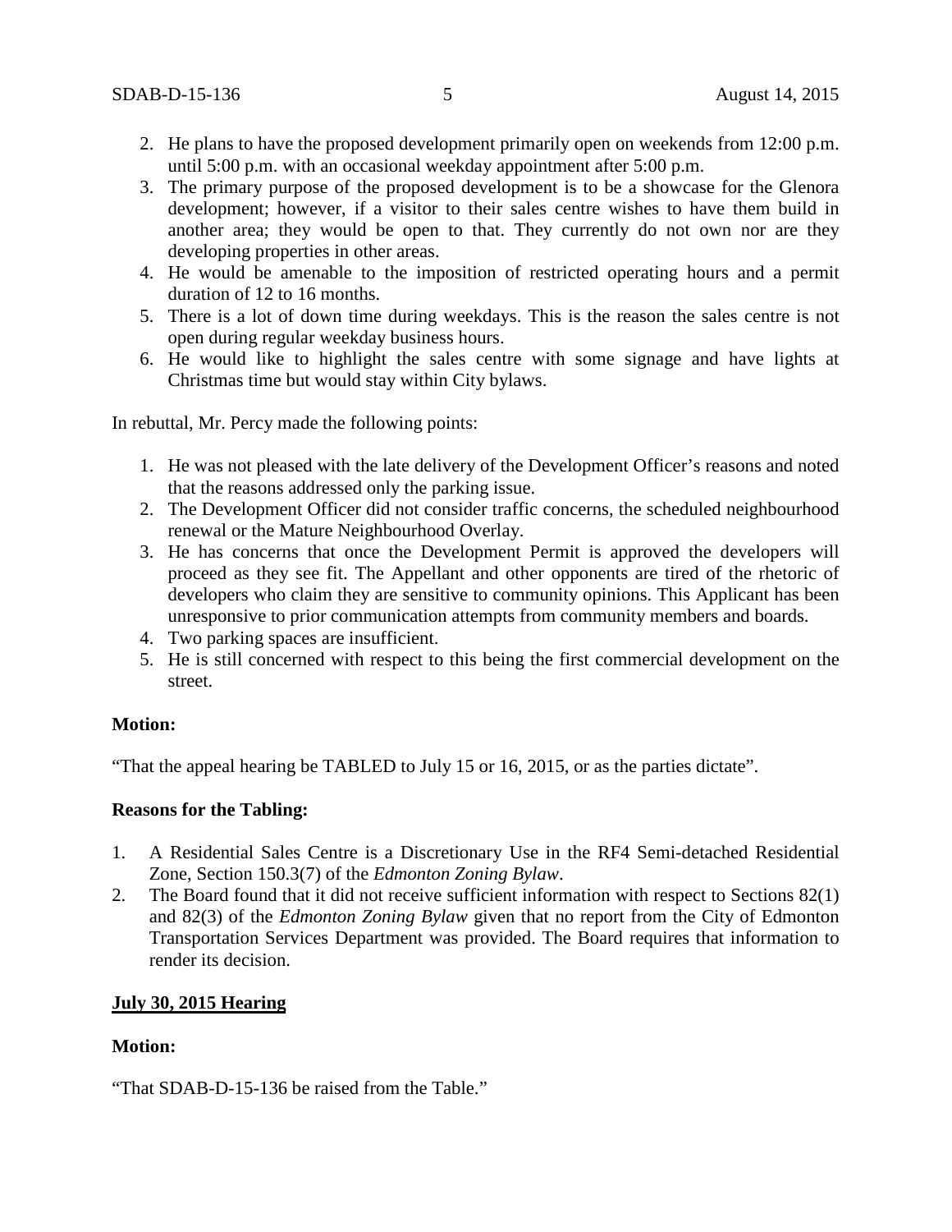2. He plans to have the proposed development primarily open on weekends from 12:00 p.m. until 5:00 p.m. with an occasional weekday appointment after 5:00 p.m.
3. The primary purpose of the proposed development is to be a showcase for the Glenora development; however, if a visitor to their sales centre wishes to have them build in another area; they would be open to that. They currently do not own nor are they developing properties in other areas.
4. He would be amenable to the imposition of restricted operating hours and a permit duration of 12 to 16 months.
5. There is a lot of down time during weekdays. This is the reason the sales centre is not open during regular weekday business hours.
6. He would like to highlight the sales centre with some signage and have lights at Christmas time but would stay within City bylaws.

In rebuttal, Mr. Percy made the following points:

1. He was not pleased with the late delivery of the Development Officer's reasons and noted that the reasons addressed only the parking issue.
2. The Development Officer did not consider traffic concerns, the scheduled neighbourhood renewal or the Mature Neighbourhood Overlay.
3. He has concerns that once the Development Permit is approved the developers will proceed as they see fit. The Appellant and other opponents are tired of the rhetoric of developers who claim they are sensitive to community opinions. This Applicant has been unresponsive to prior communication attempts from community members and boards.
4. Two parking spaces are insufficient.
5. He is still concerned with respect to this being the first commercial development on the street.

**Motion:**

"That the appeal hearing be TABLED to July 15 or 16, 2015, or as the parties dictate".

**Reasons for the Tabling:**

1. A Residential Sales Centre is a Discretionary Use in the RF4 Semi-detached Residential Zone, Section 150.3(7) of the *Edmonton Zoning Bylaw*.
2. The Board found that it did not receive sufficient information with respect to Sections 82(1) and 82(3) of the *Edmonton Zoning Bylaw* given that no report from the City of Edmonton Transportation Services Department was provided. The Board requires that information to render its decision.

**July 30, 2015 Hearing**

**Motion:**

"That SDAB-D-15-136 be raised from the Table."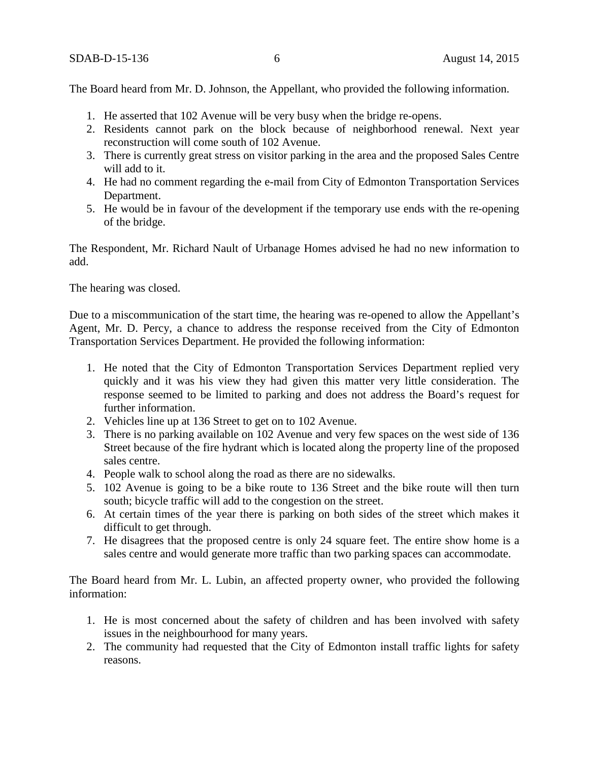The Board heard from Mr. D. Johnson, the Appellant, who provided the following information.

1. He asserted that 102 Avenue will be very busy when the bridge re-opens.
2. Residents cannot park on the block because of neighborhood renewal. Next year reconstruction will come south of 102 Avenue.
3. There is currently great stress on visitor parking in the area and the proposed Sales Centre will add to it.
4. He had no comment regarding the e-mail from City of Edmonton Transportation Services Department.
5. He would be in favour of the development if the temporary use ends with the re-opening of the bridge.

The Respondent, Mr. Richard Nault of Urbanage Homes advised he had no new information to add.

The hearing was closed.

Due to a miscommunication of the start time, the hearing was re-opened to allow the Appellant's Agent, Mr. D. Percy, a chance to address the response received from the City of Edmonton Transportation Services Department. He provided the following information:

1. He noted that the City of Edmonton Transportation Services Department replied very quickly and it was his view they had given this matter very little consideration. The response seemed to be limited to parking and does not address the Board's request for further information.
2. Vehicles line up at 136 Street to get on to 102 Avenue.
3. There is no parking available on 102 Avenue and very few spaces on the west side of 136 Street because of the fire hydrant which is located along the property line of the proposed sales centre.
4. People walk to school along the road as there are no sidewalks.
5. 102 Avenue is going to be a bike route to 136 Street and the bike route will then turn south; bicycle traffic will add to the congestion on the street.
6. At certain times of the year there is parking on both sides of the street which makes it difficult to get through.
7. He disagrees that the proposed centre is only 24 square feet. The entire show home is a sales centre and would generate more traffic than two parking spaces can accommodate.

The Board heard from Mr. L. Lubin, an affected property owner, who provided the following information:

1. He is most concerned about the safety of children and has been involved with safety issues in the neighbourhood for many years.
2. The community had requested that the City of Edmonton install traffic lights for safety reasons.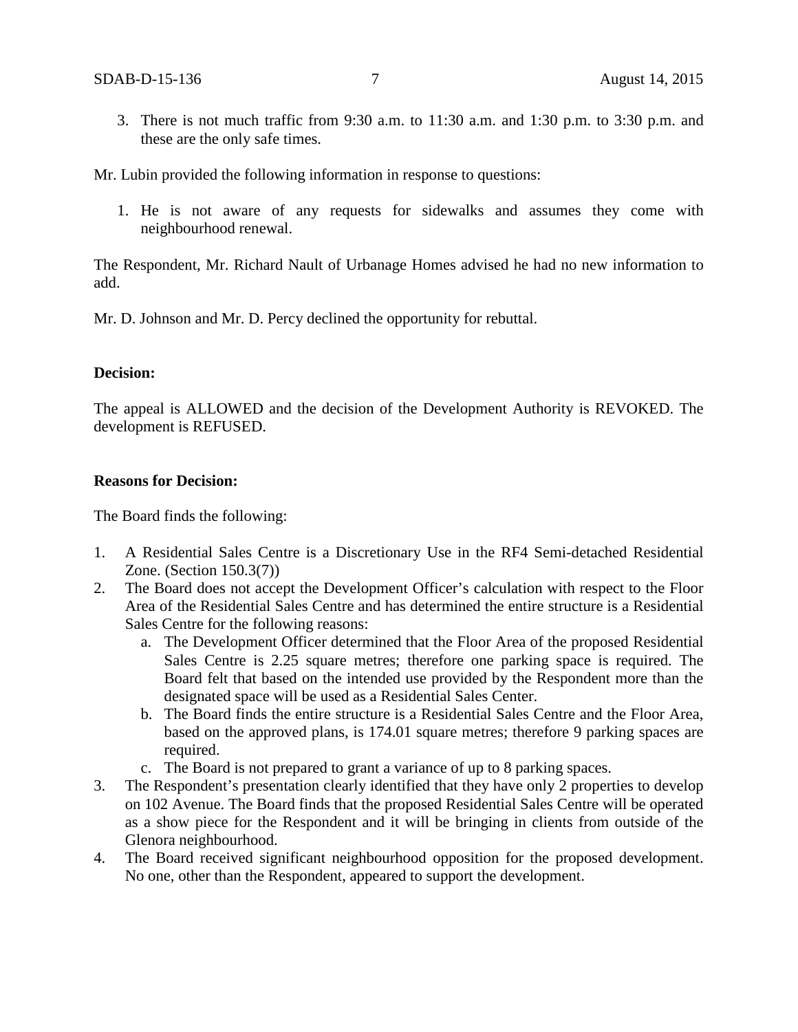3. There is not much traffic from 9:30 a.m. to 11:30 a.m. and 1:30 p.m. to 3:30 p.m. and these are the only safe times.

Mr. Lubin provided the following information in response to questions:

1. He is not aware of any requests for sidewalks and assumes they come with neighbourhood renewal.

The Respondent, Mr. Richard Nault of Urbanage Homes advised he had no new information to add.

Mr. D. Johnson and Mr. D. Percy declined the opportunity for rebuttal.

**Decision:**

The appeal is ALLOWED and the decision of the Development Authority is REVOKED. The development is REFUSED.

**Reasons for Decision:**

The Board finds the following:

1. A Residential Sales Centre is a Discretionary Use in the RF4 Semi-detached Residential Zone. (Section 150.3(7))
2. The Board does not accept the Development Officer's calculation with respect to the Floor Area of the Residential Sales Centre and has determined the entire structure is a Residential Sales Centre for the following reasons:
   a. The Development Officer determined that the Floor Area of the proposed Residential Sales Centre is 2.25 square metres; therefore one parking space is required. The Board felt that based on the intended use provided by the Respondent more than the designated space will be used as a Residential Sales Center.
   b. The Board finds the entire structure is a Residential Sales Centre and the Floor Area, based on the approved plans, is 174.01 square metres; therefore 9 parking spaces are required.
   c. The Board is not prepared to grant a variance of up to 8 parking spaces.
3. The Respondent's presentation clearly identified that they have only 2 properties to develop on 102 Avenue. The Board finds that the proposed Residential Sales Centre will be operated as a show piece for the Respondent and it will be bringing in clients from outside of the Glenora neighbourhood.
4. The Board received significant neighbourhood opposition for the proposed development. No one, other than the Respondent, appeared to support the development.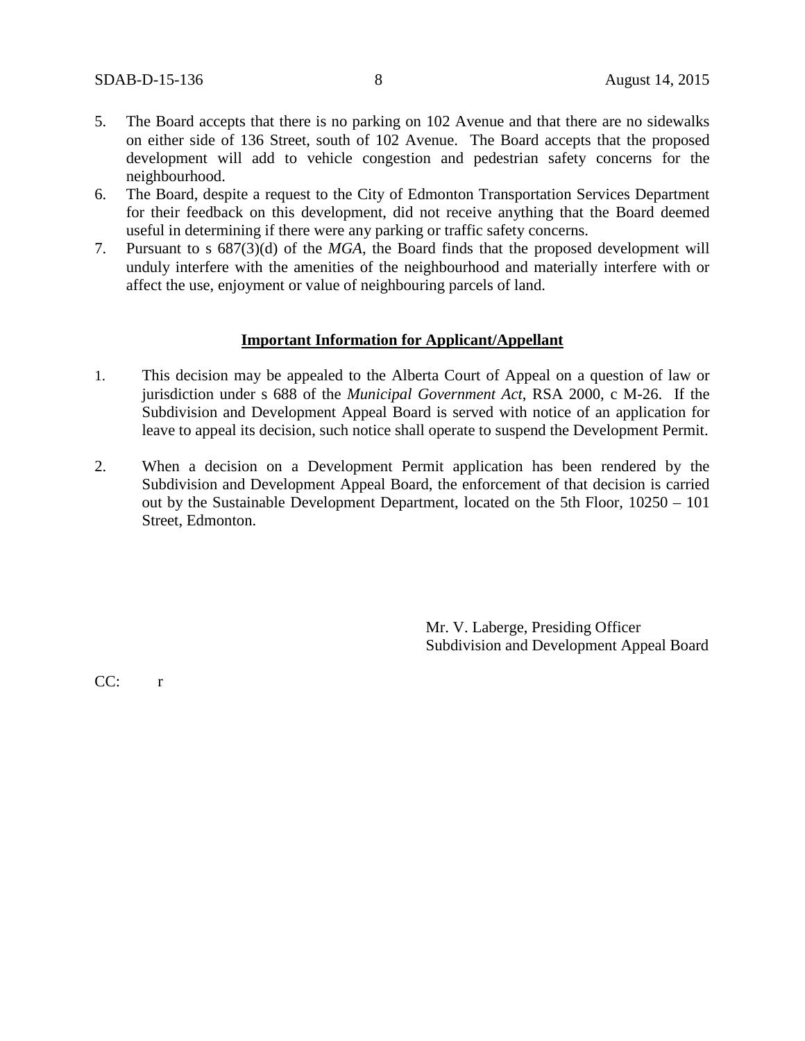5. The Board accepts that there is no parking on 102 Avenue and that there are no sidewalks on either side of 136 Street, south of 102 Avenue. The Board accepts that the proposed development will add to vehicle congestion and pedestrian safety concerns for the neighbourhood.
6. The Board, despite a request to the City of Edmonton Transportation Services Department for their feedback on this development, did not receive anything that the Board deemed useful in determining if there were any parking or traffic safety concerns.
7. Pursuant to s 687(3)(d) of the *MGA*, the Board finds that the proposed development will unduly interfere with the amenities of the neighbourhood and materially interfere with or affect the use, enjoyment or value of neighbouring parcels of land.

**Important Information for Applicant/Appellant**

1. This decision may be appealed to the Alberta Court of Appeal on a question of law or jurisdiction under s 688 of the *Municipal Government Act*, RSA 2000, c M-26. If the Subdivision and Development Appeal Board is served with notice of an application for leave to appeal its decision, such notice shall operate to suspend the Development Permit.

2. When a decision on a Development Permit application has been rendered by the Subdivision and Development Appeal Board, the enforcement of that decision is carried out by the Sustainable Development Department, located on the 5th Floor, 10250 – 101 Street, Edmonton.

Mr. V. Laberge, Presiding Officer
Subdivision and Development Appeal Board

CC: r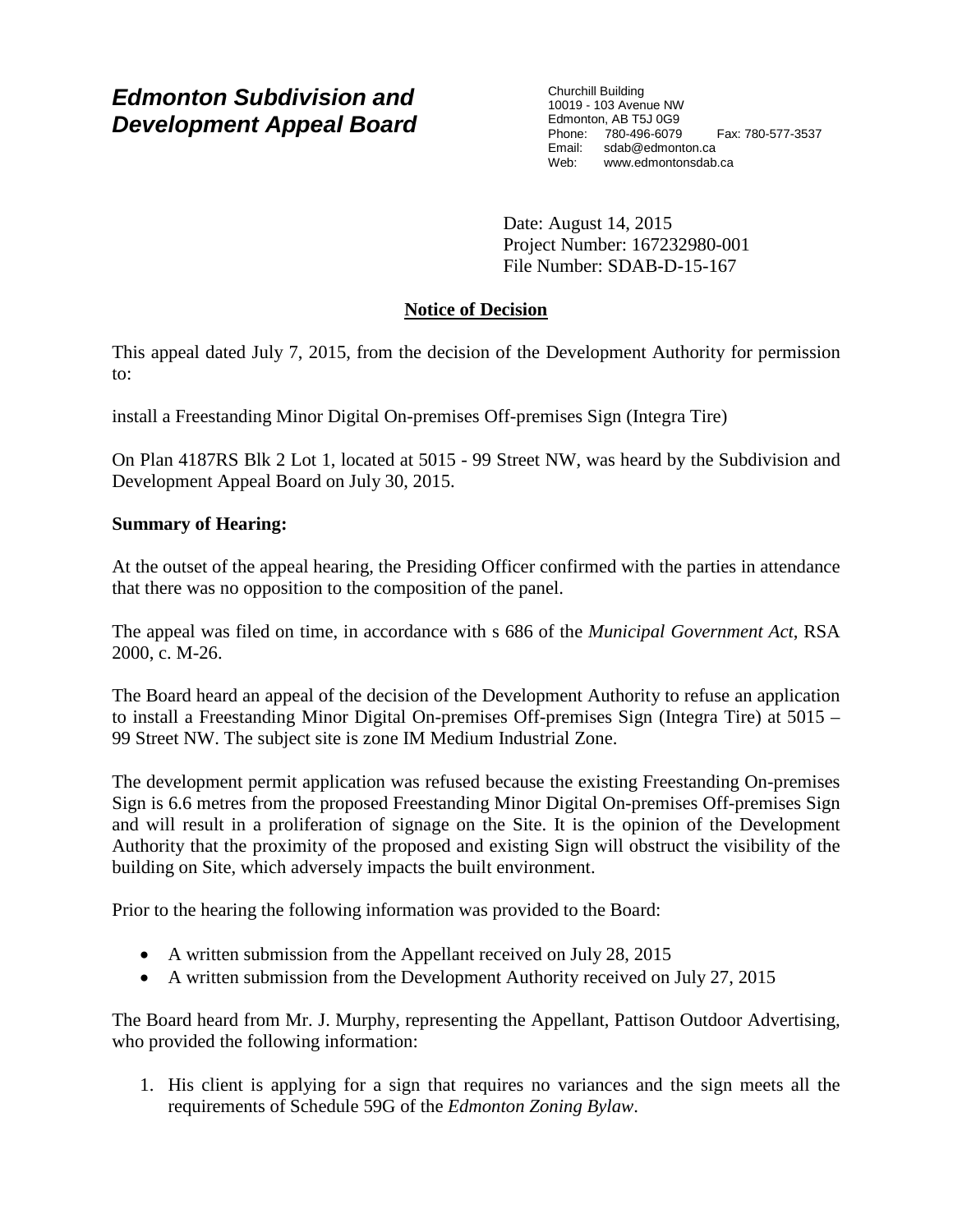# *Edmonton Subdivision and Development Appeal Board*

Churchill Building
10019 - 103 Avenue NW
Edmonton, AB T5J 0G9
Phone: 780-496-6079 Fax: 780-577-3537
Email: sdab@edmonton.ca
Web: www.edmontonsdab.ca

Date: August 14, 2015
Project Number: 167232980-001
File Number: SDAB-D-15-167

## Notice of Decision

This appeal dated July 7, 2015, from the decision of the Development Authority for permission to:

install a Freestanding Minor Digital On-premises Off-premises Sign (Integra Tire)

On Plan 4187RS Blk 2 Lot 1, located at 5015 - 99 Street NW, was heard by the Subdivision and Development Appeal Board on July 30, 2015.

**Summary of Hearing:**

At the outset of the appeal hearing, the Presiding Officer confirmed with the parties in attendance that there was no opposition to the composition of the panel.

The appeal was filed on time, in accordance with s 686 of the *Municipal Government Act*, RSA 2000, c. M-26.

The Board heard an appeal of the decision of the Development Authority to refuse an application to install a Freestanding Minor Digital On-premises Off-premises Sign (Integra Tire) at 5015 – 99 Street NW. The subject site is zone IM Medium Industrial Zone.

The development permit application was refused because the existing Freestanding On-premises Sign is 6.6 metres from the proposed Freestanding Minor Digital On-premises Off-premises Sign and will result in a proliferation of signage on the Site. It is the opinion of the Development Authority that the proximity of the proposed and existing Sign will obstruct the visibility of the building on Site, which adversely impacts the built environment.

Prior to the hearing the following information was provided to the Board:

- A written submission from the Appellant received on July 28, 2015
- A written submission from the Development Authority received on July 27, 2015

The Board heard from Mr. J. Murphy, representing the Appellant, Pattison Outdoor Advertising, who provided the following information:

1. His client is applying for a sign that requires no variances and the sign meets all the requirements of Schedule 59G of the *Edmonton Zoning Bylaw*.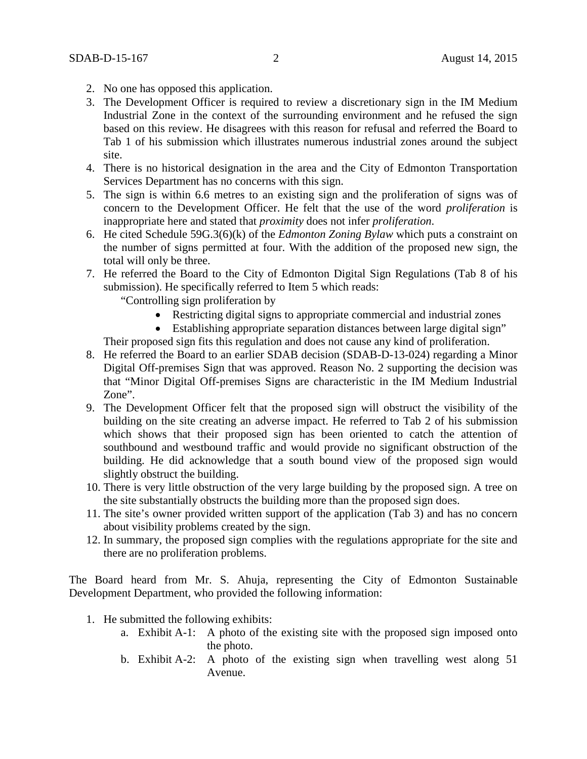2. No one has opposed this application.
3. The Development Officer is required to review a discretionary sign in the IM Medium Industrial Zone in the context of the surrounding environment and he refused the sign based on this review. He disagrees with this reason for refusal and referred the Board to Tab 1 of his submission which illustrates numerous industrial zones around the subject site.
4. There is no historical designation in the area and the City of Edmonton Transportation Services Department has no concerns with this sign.
5. The sign is within 6.6 metres to an existing sign and the proliferation of signs was of concern to the Development Officer. He felt that the use of the word *proliferation* is inappropriate here and stated that *proximity* does not infer *proliferation.*
6. He cited Schedule 59G.3(6)(k) of the *Edmonton Zoning Bylaw* which puts a constraint on the number of signs permitted at four. With the addition of the proposed new sign, the total will only be three.
7. He referred the Board to the City of Edmonton Digital Sign Regulations (Tab 8 of his submission). He specifically referred to Item 5 which reads:

   "Controlling sign proliferation by

   - Restricting digital signs to appropriate commercial and industrial zones
   - Establishing appropriate separation distances between large digital sign"

   Their proposed sign fits this regulation and does not cause any kind of proliferation.
8. He referred the Board to an earlier SDAB decision (SDAB-D-13-024) regarding a Minor Digital Off-premises Sign that was approved. Reason No. 2 supporting the decision was that "Minor Digital Off-premises Signs are characteristic in the IM Medium Industrial Zone".
9. The Development Officer felt that the proposed sign will obstruct the visibility of the building on the site creating an adverse impact. He referred to Tab 2 of his submission which shows that their proposed sign has been oriented to catch the attention of southbound and westbound traffic and would provide no significant obstruction of the building. He did acknowledge that a south bound view of the proposed sign would slightly obstruct the building.
10. There is very little obstruction of the very large building by the proposed sign. A tree on the site substantially obstructs the building more than the proposed sign does.
11. The site's owner provided written support of the application (Tab 3) and has no concern about visibility problems created by the sign.
12. In summary, the proposed sign complies with the regulations appropriate for the site and there are no proliferation problems.

The Board heard from Mr. S. Ahuja, representing the City of Edmonton Sustainable Development Department, who provided the following information:

1. He submitted the following exhibits:
   a. Exhibit A-1: A photo of the existing site with the proposed sign imposed onto the photo.
   b. Exhibit A-2: A photo of the existing sign when travelling west along 51 Avenue.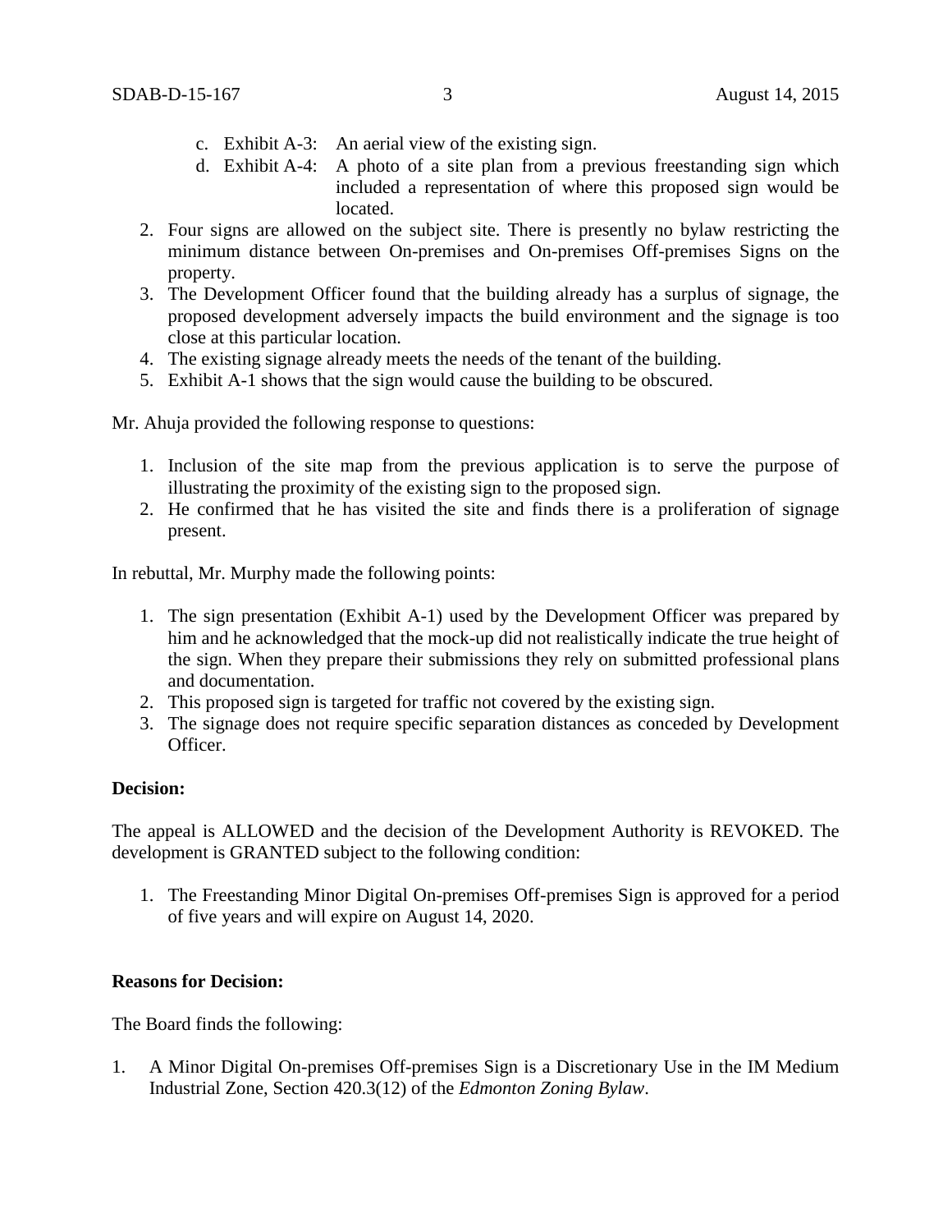c. Exhibit A-3: An aerial view of the existing sign.
d. Exhibit A-4: A photo of a site plan from a previous freestanding sign which included a representation of where this proposed sign would be located.

2. Four signs are allowed on the subject site. There is presently no bylaw restricting the minimum distance between On-premises and On-premises Off-premises Signs on the property.
3. The Development Officer found that the building already has a surplus of signage, the proposed development adversely impacts the build environment and the signage is too close at this particular location.
4. The existing signage already meets the needs of the tenant of the building.
5. Exhibit A-1 shows that the sign would cause the building to be obscured.

Mr. Ahuja provided the following response to questions:

1. Inclusion of the site map from the previous application is to serve the purpose of illustrating the proximity of the existing sign to the proposed sign.
2. He confirmed that he has visited the site and finds there is a proliferation of signage present.

In rebuttal, Mr. Murphy made the following points:

1. The sign presentation (Exhibit A-1) used by the Development Officer was prepared by him and he acknowledged that the mock-up did not realistically indicate the true height of the sign. When they prepare their submissions they rely on submitted professional plans and documentation.
2. This proposed sign is targeted for traffic not covered by the existing sign.
3. The signage does not require specific separation distances as conceded by Development Officer.

**Decision:**

The appeal is ALLOWED and the decision of the Development Authority is REVOKED. The development is GRANTED subject to the following condition:

1. The Freestanding Minor Digital On-premises Off-premises Sign is approved for a period of five years and will expire on August 14, 2020.

**Reasons for Decision:**

The Board finds the following:

1. A Minor Digital On-premises Off-premises Sign is a Discretionary Use in the IM Medium Industrial Zone, Section 420.3(12) of the *Edmonton Zoning Bylaw*.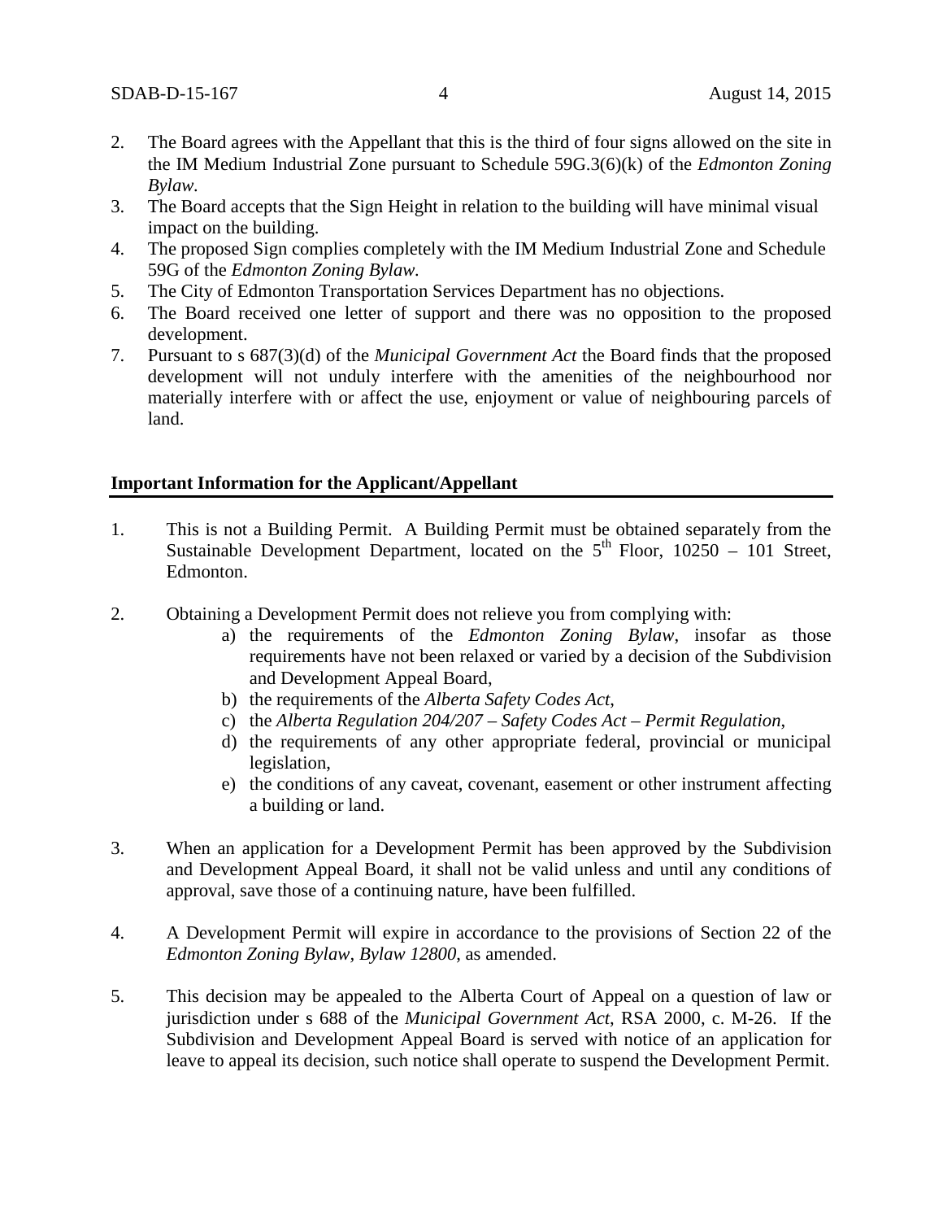2. The Board agrees with the Appellant that this is the third of four signs allowed on the site in the IM Medium Industrial Zone pursuant to Schedule 59G.3(6)(k) of the *Edmonton Zoning Bylaw*.
3. The Board accepts that the Sign Height in relation to the building will have minimal visual impact on the building.
4. The proposed Sign complies completely with the IM Medium Industrial Zone and Schedule 59G of the *Edmonton Zoning Bylaw*.
5. The City of Edmonton Transportation Services Department has no objections.
6. The Board received one letter of support and there was no opposition to the proposed development.
7. Pursuant to s 687(3)(d) of the *Municipal Government Act* the Board finds that the proposed development will not unduly interfere with the amenities of the neighbourhood nor materially interfere with or affect the use, enjoyment or value of neighbouring parcels of land.

**Important Information for the Applicant/Appellant**

1. This is not a Building Permit. A Building Permit must be obtained separately from the Sustainable Development Department, located on the 5th Floor, 10250 – 101 Street, Edmonton.

2. Obtaining a Development Permit does not relieve you from complying with:
   a) the requirements of the *Edmonton Zoning Bylaw*, insofar as those requirements have not been relaxed or varied by a decision of the Subdivision and Development Appeal Board,
   b) the requirements of the *Alberta Safety Codes Act*,
   c) the *Alberta Regulation 204/207 – Safety Codes Act – Permit Regulation*,
   d) the requirements of any other appropriate federal, provincial or municipal legislation,
   e) the conditions of any caveat, covenant, easement or other instrument affecting a building or land.

3. When an application for a Development Permit has been approved by the Subdivision and Development Appeal Board, it shall not be valid unless and until any conditions of approval, save those of a continuing nature, have been fulfilled.

4. A Development Permit will expire in accordance to the provisions of Section 22 of the *Edmonton Zoning Bylaw, Bylaw 12800*, as amended.

5. This decision may be appealed to the Alberta Court of Appeal on a question of law or jurisdiction under s 688 of the *Municipal Government Act*, RSA 2000, c. M-26. If the Subdivision and Development Appeal Board is served with notice of an application for leave to appeal its decision, such notice shall operate to suspend the Development Permit.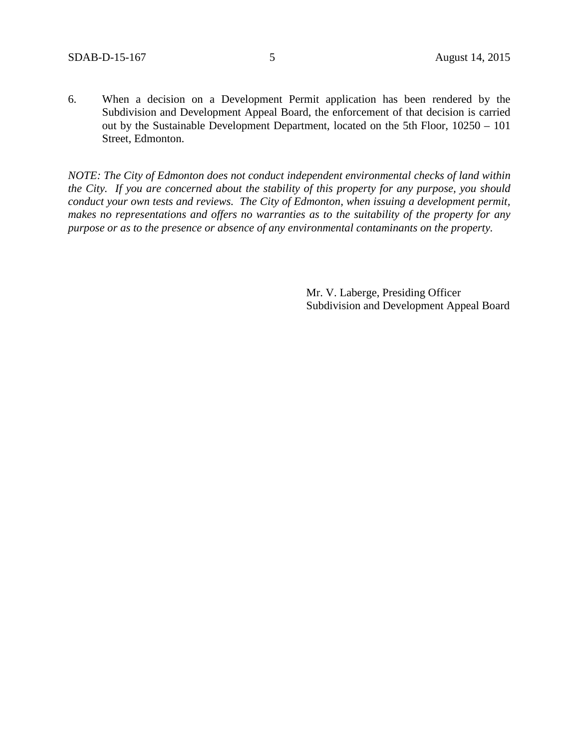6. When a decision on a Development Permit application has been rendered by the Subdivision and Development Appeal Board, the enforcement of that decision is carried out by the Sustainable Development Department, located on the 5th Floor, 10250 – 101 Street, Edmonton.

*NOTE: The City of Edmonton does not conduct independent environmental checks of land within the City. If you are concerned about the stability of this property for any purpose, you should conduct your own tests and reviews. The City of Edmonton, when issuing a development permit, makes no representations and offers no warranties as to the suitability of the property for any purpose or as to the presence or absence of any environmental contaminants on the property.*

Mr. V. Laberge, Presiding Officer
Subdivision and Development Appeal Board